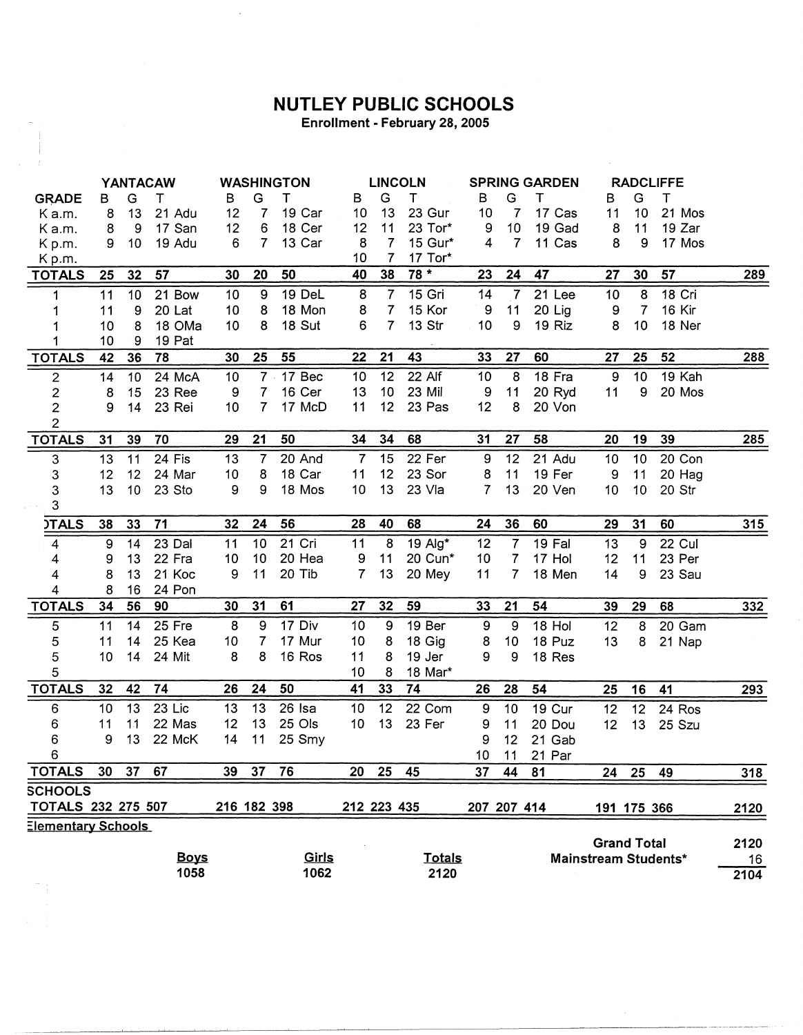# NUTLEY PUBLIC SCHOOLS

**Enrollment - February 28, 2005**

| GRADE | YANTACAW B | G | T | | WASHINGTON B | G | T | | LINCOLN B | G | T | | SPRING GARDEN B | G | T | | RADCLIFFE B | G | T | | |
|---|---|---|---|---|---|---|---|---|---|---|---|---|---|---|---|---|---|---|---|---|---|
| K a.m. | 8 | 13 | 21 | Adu | 12 | 7 | 19 | Car | 10 | 13 | 23 | Gur | 10 | 7 | 17 | Cas | 11 | 10 | 21 | Mos | |
| K a.m. | 8 | 9 | 17 | San | 12 | 6 | 18 | Cer | 12 | 11 | 23 | Tor* | 9 | 10 | 19 | Gad | 8 | 11 | 19 | Zar | |
| K p.m. | 9 | 10 | 19 | Adu | 6 | 7 | 13 | Car | 8 | 7 | 15 | Gur* | 4 | 7 | 11 | Cas | 8 | 9 | 17 | Mos | |
| K p.m. | | | | | | | | | 10 | 7 | 17 | Tor* | | | | | | | | | |
| **TOTALS** | 25 | 32 | 57 | | 30 | 20 | 50 | | 40 | 38 | 78 * | | 23 | 24 | 47 | | 27 | 30 | 57 | | 289 |
| 1 | 11 | 10 | 21 | Bow | 10 | 9 | 19 | DeL | 8 | 7 | 15 | Gri | 14 | 7 | 21 | Lee | 10 | 8 | 18 | Cri | |
| 1 | 11 | 9 | 20 | Lat | 10 | 8 | 18 | Mon | 8 | 7 | 15 | Kor | 9 | 11 | 20 | Lig | 9 | 7 | 16 | Kir | |
| 1 | 10 | 8 | 18 | OMa | 10 | 8 | 18 | Sut | 6 | 7 | 13 | Str | 10 | 9 | 19 | Riz | 8 | 10 | 18 | Ner | |
| 1 | 10 | 9 | 19 | Pat | | | | | | | | | | | | | | | | | |
| **TOTALS** | 42 | 36 | 78 | | 30 | 25 | 55 | | 22 | 21 | 43 | | 33 | 27 | 60 | | 27 | 25 | 52 | | 288 |
| 2 | 14 | 10 | 24 | McA | 10 | 7 | 17 | Bec | 10 | 12 | 22 | Alf | 10 | 8 | 18 | Fra | 9 | 10 | 19 | Kah | |
| 2 | 8 | 15 | 23 | Ree | 9 | 7 | 16 | Cer | 13 | 10 | 23 | Mil | 9 | 11 | 20 | Ryd | 11 | 9 | 20 | Mos | |
| 2 | 9 | 14 | 23 | Rei | 10 | 7 | 17 | McD | 11 | 12 | 23 | Pas | 12 | 8 | 20 | Von | | | | | |
| 2 | | | | | | | | | | | | | | | | | | | | | |
| **TOTALS** | 31 | 39 | 70 | | 29 | 21 | 50 | | 34 | 34 | 68 | | 31 | 27 | 58 | | 20 | 19 | 39 | | 285 |
| 3 | 13 | 11 | 24 | Fis | 13 | 7 | 20 | And | 7 | 15 | 22 | Fer | 9 | 12 | 21 | Adu | 10 | 10 | 20 | Con | |
| 3 | 12 | 12 | 24 | Mar | 10 | 8 | 18 | Car | 11 | 12 | 23 | Sor | 8 | 11 | 19 | Fer | 9 | 11 | 20 | Hag | |
| 3 | 13 | 10 | 23 | Sto | 9 | 9 | 18 | Mos | 10 | 13 | 23 | Vla | 7 | 13 | 20 | Ven | 10 | 10 | 20 | Str | |
| 3 | | | | | | | | | | | | | | | | | | | | | |
| **TOTALS** | 38 | 33 | 71 | | 32 | 24 | 56 | | 28 | 40 | 68 | | 24 | 36 | 60 | | 29 | 31 | 60 | | 315 |
| 4 | 9 | 14 | 23 | Dal | 11 | 10 | 21 | Cri | 11 | 8 | 19 | Alg* | 12 | 7 | 19 | Fal | 13 | 9 | 22 | Cul | |
| 4 | 9 | 13 | 22 | Fra | 10 | 10 | 20 | Hea | 9 | 11 | 20 | Cun* | 10 | 7 | 17 | Hol | 12 | 11 | 23 | Per | |
| 4 | 8 | 13 | 21 | Koc | 9 | 11 | 20 | Tib | 7 | 13 | 20 | Mey | 11 | 7 | 18 | Men | 14 | 9 | 23 | Sau | |
| 4 | 8 | 16 | 24 | Pon | | | | | | | | | | | | | | | | | |
| **TOTALS** | 34 | 56 | 90 | | 30 | 31 | 61 | | 27 | 32 | 59 | | 33 | 21 | 54 | | 39 | 29 | 68 | | 332 |
| 5 | 11 | 14 | 25 | Fre | 8 | 9 | 17 | Div | 10 | 9 | 19 | Ber | 9 | 9 | 18 | Hol | 12 | 8 | 20 | Gam | |
| 5 | 11 | 14 | 25 | Kea | 10 | 7 | 17 | Mur | 10 | 8 | 18 | Gig | 8 | 10 | 18 | Puz | 13 | 8 | 21 | Nap | |
| 5 | 10 | 14 | 24 | Mit | 8 | 8 | 16 | Ros | 11 | 8 | 19 | Jer | 9 | 9 | 18 | Res | | | | | |
| 5 | | | | | | | | | 10 | 8 | 18 | Mar* | | | | | | | | | |
| **TOTALS** | 32 | 42 | 74 | | 26 | 24 | 50 | | 41 | 33 | 74 | | 26 | 28 | 54 | | 25 | 16 | 41 | | 293 |
| 6 | 10 | 13 | 23 | Lic | 13 | 13 | 26 | Isa | 10 | 12 | 22 | Com | 9 | 10 | 19 | Cur | 12 | 12 | 24 | Ros | |
| 6 | 11 | 11 | 22 | Mas | 12 | 13 | 25 | Ols | 10 | 13 | 23 | Fer | 9 | 11 | 20 | Dou | 12 | 13 | 25 | Szu | |
| 6 | 9 | 13 | 22 | McK | 14 | 11 | 25 | Smy | | | | | 9 | 12 | 21 | Gab | | | | | |
| 6 | | | | | | | | | | | | | 10 | 11 | 21 | Par | | | | | |
| **TOTALS** | 30 | 37 | 67 | | 39 | 37 | 76 | | 20 | 25 | 45 | | 37 | 44 | 81 | | 24 | 25 | 49 | | 318 |
| **SCHOOLS TOTALS** | 232 | 275 | 507 | | 216 | 182 | 398 | | 212 | 223 | 435 | | 207 | 207 | 414 | | 191 | 175 | 366 | | 2120 |

**Elementary Schools**

| Boys | Girls | Totals |
|---|---|---|
| 1058 | 1062 | 2120 |

| | |
|---|---|
| **Grand Total** | 2120 |
| **Mainstream Students*** | 16 |
| | 2104 |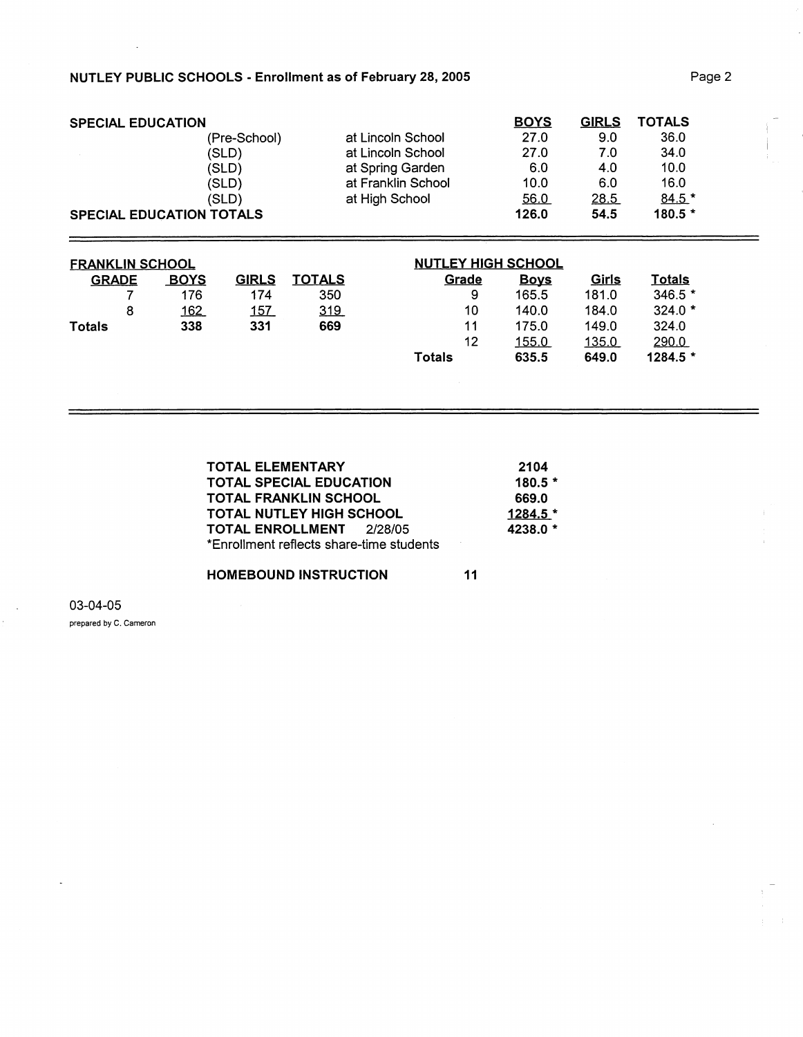## NUTLEY PUBLIC SCHOOLS - Enrollment as of February 28, 2005

| SPECIAL EDUCATION | | BOYS | GIRLS | TOTALS |
|---|---|---|---|---|
| (Pre-School) | at Lincoln School | 27.0 | 9.0 | 36.0 |
| (SLD) | at Lincoln School | 27.0 | 7.0 | 34.0 |
| (SLD) | at Spring Garden | 6.0 | 4.0 | 10.0 |
| (SLD) | at Franklin School | 10.0 | 6.0 | 16.0 |
| (SLD) | at High School | 56.0 | 28.5 | 84.5 * |
| **SPECIAL EDUCATION TOTALS** | | **126.0** | **54.5** | **180.5 *** |

**FRANKLIN SCHOOL**

| GRADE | BOYS | GIRLS | TOTALS |
|---|---|---|---|
| 7 | 176 | 174 | 350 |
| 8 | 162 | 157 | 319 |
| **Totals** | **338** | **331** | **669** |

**NUTLEY HIGH SCHOOL**

| Grade | Boys | Girls | Totals |
|---|---|---|---|
| 9 | 165.5 | 181.0 | 346.5 * |
| 10 | 140.0 | 184.0 | 324.0 * |
| 11 | 175.0 | 149.0 | 324.0 |
| 12 | 155.0 | 135.0 | 290.0 |
| **Totals** | **635.5** | **649.0** | **1284.5 *** |

| | |
|---|---|
| **TOTAL ELEMENTARY** | **2104** |
| **TOTAL SPECIAL EDUCATION** | **180.5 *** |
| **TOTAL FRANKLIN SCHOOL** | **669.0** |
| **TOTAL NUTLEY HIGH SCHOOL** | **1284.5 *** |
| **TOTAL ENROLLMENT** 2/28/05 | **4238.0 *** |

*Enrollment reflects share-time students

**HOMEBOUND INSTRUCTION** 11

03-04-05

prepared by C. Cameron